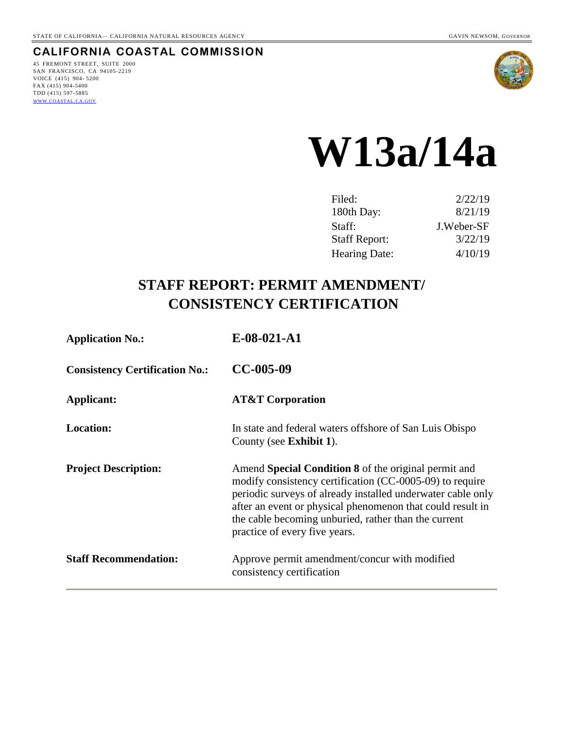STATE OF CALIFORNIA— CALIFORNIA NATURAL RESOURCES AGENCY GAVIN NEWSOM, *GOVERNOR*

**CALIFORNIA COASTAL COMMISSION**

45 FREMONT STREET, SUITE 2000
SAN FRANCISCO, CA 94105-2219
VOICE (415) 904- 5200
FAX (415) 904-5400
TDD (415) 597-5885
WWW.COASTAL.CA.GOV

# W13a/14a

| | |
|---|---|
| Filed: | 2/22/19 |
| 180th Day: | 8/21/19 |
| Staff: | J.Weber-SF |
| Staff Report: | 3/22/19 |
| Hearing Date: | 4/10/19 |

## STAFF REPORT: PERMIT AMENDMENT/ CONSISTENCY CERTIFICATION

| | |
|---|---|
| **Application No.:** | **E-08-021-A1** |
| **Consistency Certification No.:** | **CC-005-09** |
| **Applicant:** | **AT&T Corporation** |
| **Location:** | In state and federal waters offshore of San Luis Obispo County (see **Exhibit 1**). |
| **Project Description:** | Amend **Special Condition 8** of the original permit and modify consistency certification (CC-0005-09) to require periodic surveys of already installed underwater cable only after an event or physical phenomenon that could result in the cable becoming unburied, rather than the current practice of every five years. |
| **Staff Recommendation:** | Approve permit amendment/concur with modified consistency certification |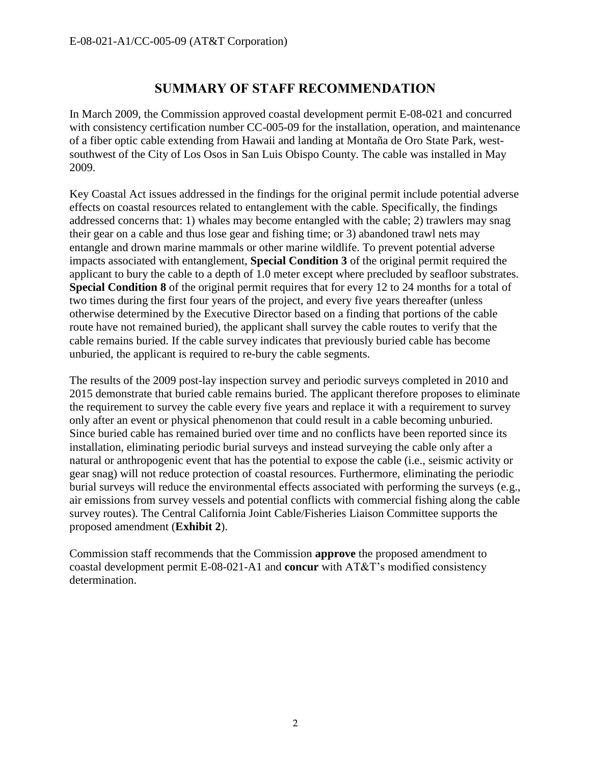## SUMMARY OF STAFF RECOMMENDATION

In March 2009, the Commission approved coastal development permit E-08-021 and concurred with consistency certification number CC-005-09 for the installation, operation, and maintenance of a fiber optic cable extending from Hawaii and landing at Montaña de Oro State Park, west-southwest of the City of Los Osos in San Luis Obispo County. The cable was installed in May 2009.

Key Coastal Act issues addressed in the findings for the original permit include potential adverse effects on coastal resources related to entanglement with the cable. Specifically, the findings addressed concerns that: 1) whales may become entangled with the cable; 2) trawlers may snag their gear on a cable and thus lose gear and fishing time; or 3) abandoned trawl nets may entangle and drown marine mammals or other marine wildlife. To prevent potential adverse impacts associated with entanglement, **Special Condition 3** of the original permit required the applicant to bury the cable to a depth of 1.0 meter except where precluded by seafloor substrates. **Special Condition 8** of the original permit requires that for every 12 to 24 months for a total of two times during the first four years of the project, and every five years thereafter (unless otherwise determined by the Executive Director based on a finding that portions of the cable route have not remained buried), the applicant shall survey the cable routes to verify that the cable remains buried. If the cable survey indicates that previously buried cable has become unburied, the applicant is required to re-bury the cable segments.

The results of the 2009 post-lay inspection survey and periodic surveys completed in 2010 and 2015 demonstrate that buried cable remains buried. The applicant therefore proposes to eliminate the requirement to survey the cable every five years and replace it with a requirement to survey only after an event or physical phenomenon that could result in a cable becoming unburied. Since buried cable has remained buried over time and no conflicts have been reported since its installation, eliminating periodic burial surveys and instead surveying the cable only after a natural or anthropogenic event that has the potential to expose the cable (i.e., seismic activity or gear snag) will not reduce protection of coastal resources. Furthermore, eliminating the periodic burial surveys will reduce the environmental effects associated with performing the surveys (e.g., air emissions from survey vessels and potential conflicts with commercial fishing along the cable survey routes). The Central California Joint Cable/Fisheries Liaison Committee supports the proposed amendment (**Exhibit 2**).

Commission staff recommends that the Commission **approve** the proposed amendment to coastal development permit E-08-021-A1 and **concur** with AT&T's modified consistency determination.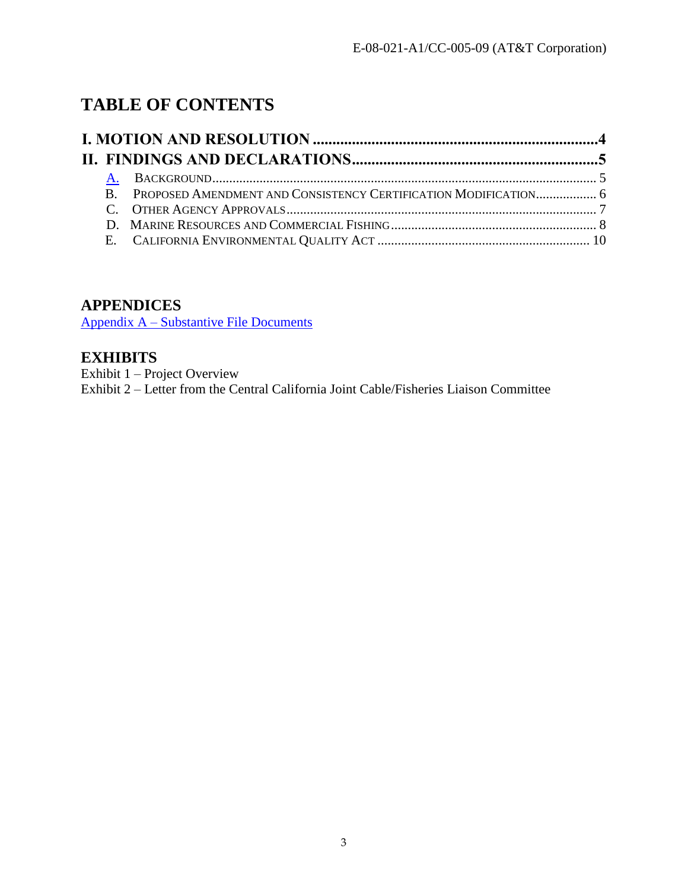# TABLE OF CONTENTS

**I. MOTION AND RESOLUTION .......................................................................4**

**II. FINDINGS AND DECLARATIONS..............................................................5**

- A. BACKGROUND..................................................................................................... 5
- B. PROPOSED AMENDMENT AND CONSISTENCY CERTIFICATION MODIFICATION.................. 6
- C. OTHER AGENCY APPROVALS............................................................................ 7
- D. MARINE RESOURCES AND COMMERCIAL FISHING............................................... 8
- E. CALIFORNIA ENVIRONMENTAL QUALITY ACT ..................................................... 10

## APPENDICES

Appendix A – Substantive File Documents

## EXHIBITS

Exhibit 1 – Project Overview
Exhibit 2 – Letter from the Central California Joint Cable/Fisheries Liaison Committee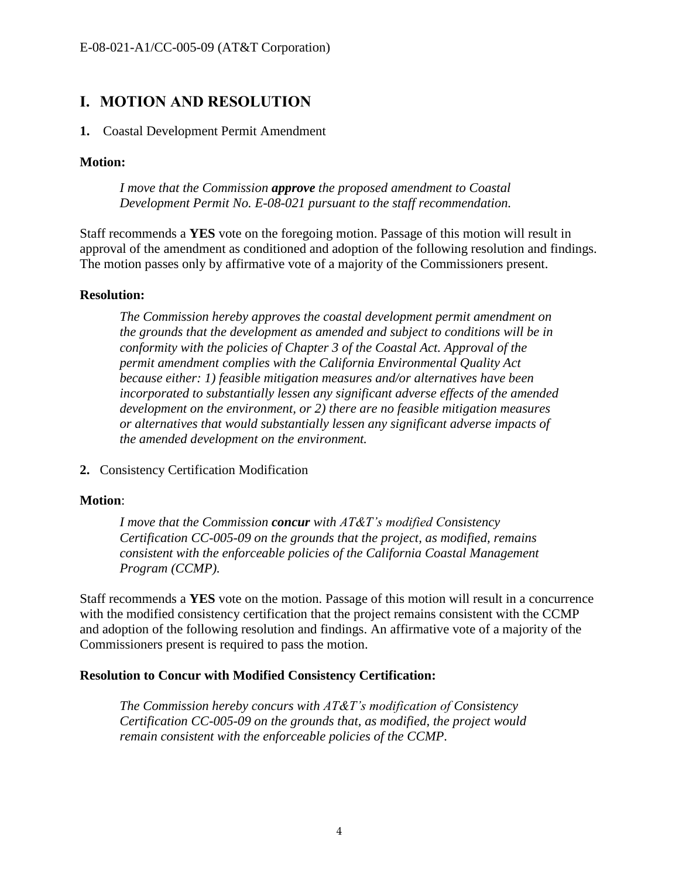# I. MOTION AND RESOLUTION

**1.** Coastal Development Permit Amendment

**Motion:**

> *I move that the Commission **approve** the proposed amendment to Coastal Development Permit No. E-08-021 pursuant to the staff recommendation.*

Staff recommends a **YES** vote on the foregoing motion. Passage of this motion will result in approval of the amendment as conditioned and adoption of the following resolution and findings. The motion passes only by affirmative vote of a majority of the Commissioners present.

**Resolution:**

> *The Commission hereby approves the coastal development permit amendment on the grounds that the development as amended and subject to conditions will be in conformity with the policies of Chapter 3 of the Coastal Act. Approval of the permit amendment complies with the California Environmental Quality Act because either: 1) feasible mitigation measures and/or alternatives have been incorporated to substantially lessen any significant adverse effects of the amended development on the environment, or 2) there are no feasible mitigation measures or alternatives that would substantially lessen any significant adverse impacts of the amended development on the environment.*

**2.** Consistency Certification Modification

**Motion**:

> *I move that the Commission **concur** with AT&T's modified Consistency Certification CC-005-09 on the grounds that the project, as modified, remains consistent with the enforceable policies of the California Coastal Management Program (CCMP).*

Staff recommends a **YES** vote on the motion. Passage of this motion will result in a concurrence with the modified consistency certification that the project remains consistent with the CCMP and adoption of the following resolution and findings. An affirmative vote of a majority of the Commissioners present is required to pass the motion.

**Resolution to Concur with Modified Consistency Certification:**

> *The Commission hereby concurs with AT&T's modification of Consistency Certification CC-005-09 on the grounds that, as modified, the project would remain consistent with the enforceable policies of the CCMP.*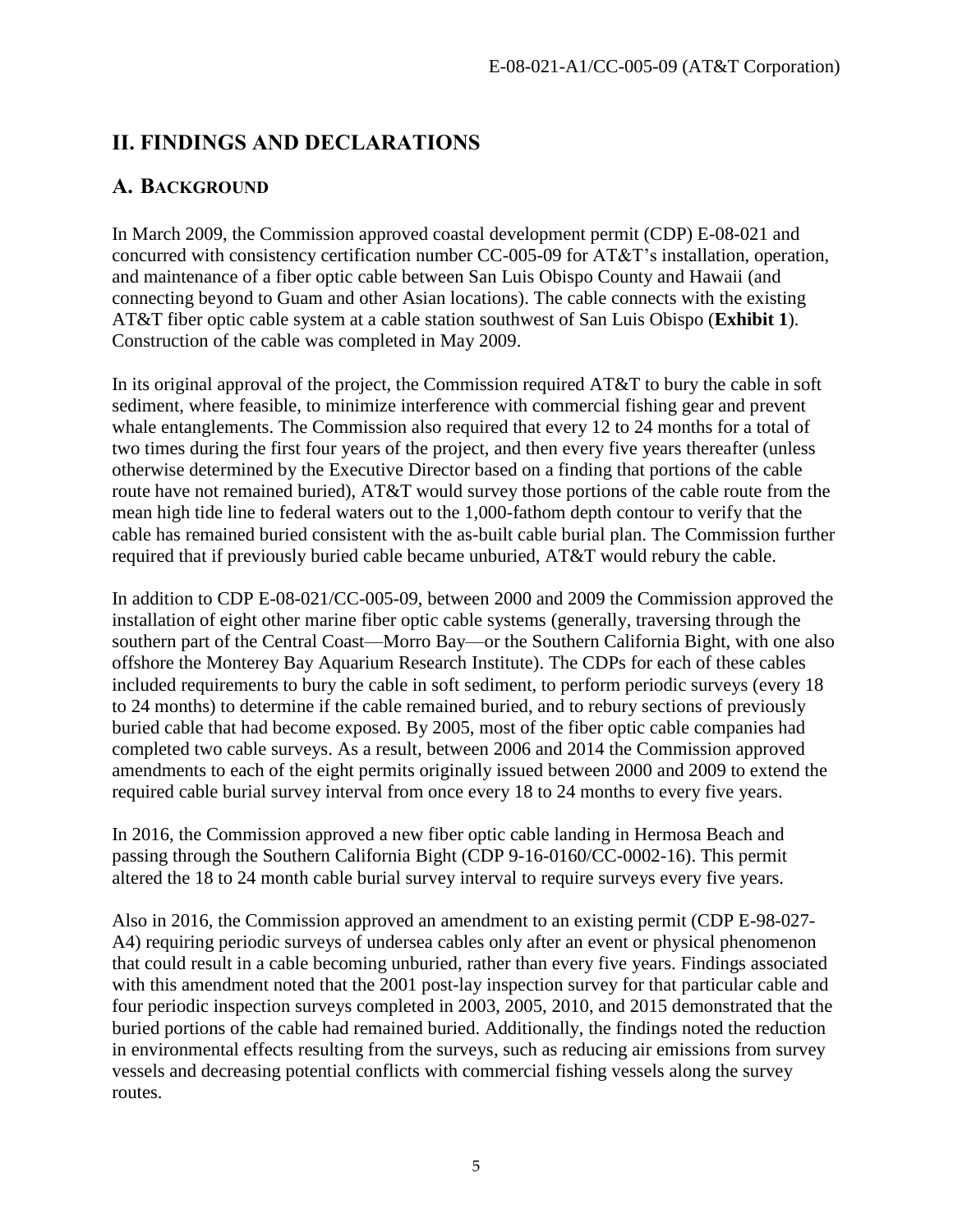## II. FINDINGS AND DECLARATIONS

### A. BACKGROUND

In March 2009, the Commission approved coastal development permit (CDP) E-08-021 and concurred with consistency certification number CC-005-09 for AT&T's installation, operation, and maintenance of a fiber optic cable between San Luis Obispo County and Hawaii (and connecting beyond to Guam and other Asian locations). The cable connects with the existing AT&T fiber optic cable system at a cable station southwest of San Luis Obispo (**Exhibit 1**). Construction of the cable was completed in May 2009.

In its original approval of the project, the Commission required AT&T to bury the cable in soft sediment, where feasible, to minimize interference with commercial fishing gear and prevent whale entanglements. The Commission also required that every 12 to 24 months for a total of two times during the first four years of the project, and then every five years thereafter (unless otherwise determined by the Executive Director based on a finding that portions of the cable route have not remained buried), AT&T would survey those portions of the cable route from the mean high tide line to federal waters out to the 1,000-fathom depth contour to verify that the cable has remained buried consistent with the as-built cable burial plan. The Commission further required that if previously buried cable became unburied, AT&T would rebury the cable.

In addition to CDP E-08-021/CC-005-09, between 2000 and 2009 the Commission approved the installation of eight other marine fiber optic cable systems (generally, traversing through the southern part of the Central Coast—Morro Bay—or the Southern California Bight, with one also offshore the Monterey Bay Aquarium Research Institute). The CDPs for each of these cables included requirements to bury the cable in soft sediment, to perform periodic surveys (every 18 to 24 months) to determine if the cable remained buried, and to rebury sections of previously buried cable that had become exposed. By 2005, most of the fiber optic cable companies had completed two cable surveys. As a result, between 2006 and 2014 the Commission approved amendments to each of the eight permits originally issued between 2000 and 2009 to extend the required cable burial survey interval from once every 18 to 24 months to every five years.

In 2016, the Commission approved a new fiber optic cable landing in Hermosa Beach and passing through the Southern California Bight (CDP 9-16-0160/CC-0002-16). This permit altered the 18 to 24 month cable burial survey interval to require surveys every five years.

Also in 2016, the Commission approved an amendment to an existing permit (CDP E-98-027-A4) requiring periodic surveys of undersea cables only after an event or physical phenomenon that could result in a cable becoming unburied, rather than every five years. Findings associated with this amendment noted that the 2001 post-lay inspection survey for that particular cable and four periodic inspection surveys completed in 2003, 2005, 2010, and 2015 demonstrated that the buried portions of the cable had remained buried. Additionally, the findings noted the reduction in environmental effects resulting from the surveys, such as reducing air emissions from survey vessels and decreasing potential conflicts with commercial fishing vessels along the survey routes.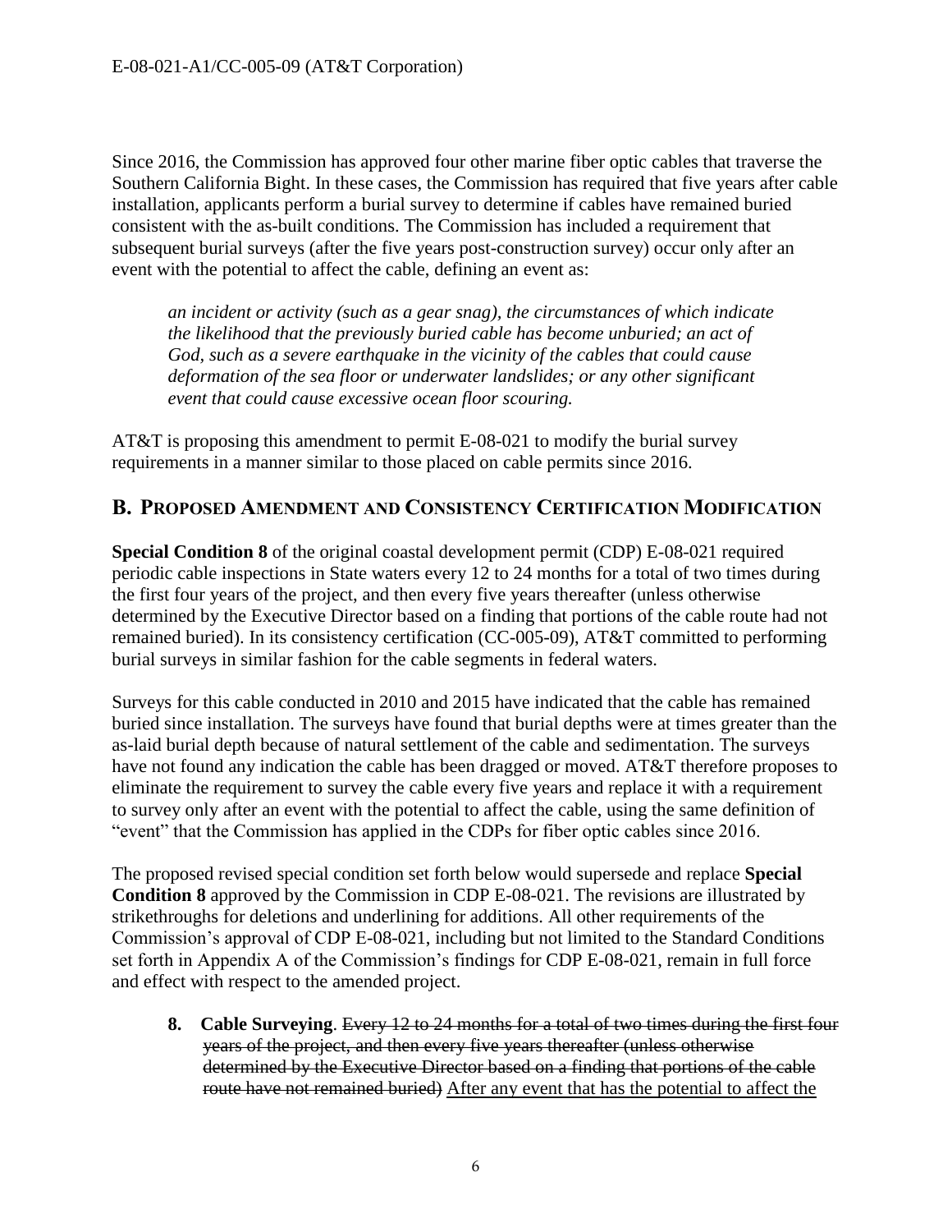Since 2016, the Commission has approved four other marine fiber optic cables that traverse the Southern California Bight. In these cases, the Commission has required that five years after cable installation, applicants perform a burial survey to determine if cables have remained buried consistent with the as-built conditions. The Commission has included a requirement that subsequent burial surveys (after the five years post-construction survey) occur only after an event with the potential to affect the cable, defining an event as:

> *an incident or activity (such as a gear snag), the circumstances of which indicate the likelihood that the previously buried cable has become unburied; an act of God, such as a severe earthquake in the vicinity of the cables that could cause deformation of the sea floor or underwater landslides; or any other significant event that could cause excessive ocean floor scouring.*

AT&T is proposing this amendment to permit E-08-021 to modify the burial survey requirements in a manner similar to those placed on cable permits since 2016.

## B. Proposed Amendment and Consistency Certification Modification

**Special Condition 8** of the original coastal development permit (CDP) E-08-021 required periodic cable inspections in State waters every 12 to 24 months for a total of two times during the first four years of the project, and then every five years thereafter (unless otherwise determined by the Executive Director based on a finding that portions of the cable route had not remained buried). In its consistency certification (CC-005-09), AT&T committed to performing burial surveys in similar fashion for the cable segments in federal waters.

Surveys for this cable conducted in 2010 and 2015 have indicated that the cable has remained buried since installation. The surveys have found that burial depths were at times greater than the as-laid burial depth because of natural settlement of the cable and sedimentation. The surveys have not found any indication the cable has been dragged or moved. AT&T therefore proposes to eliminate the requirement to survey the cable every five years and replace it with a requirement to survey only after an event with the potential to affect the cable, using the same definition of "event" that the Commission has applied in the CDPs for fiber optic cables since 2016.

The proposed revised special condition set forth below would supersede and replace **Special Condition 8** approved by the Commission in CDP E-08-021. The revisions are illustrated by strikethroughs for deletions and underlining for additions. All other requirements of the Commission's approval of CDP E-08-021, including but not limited to the Standard Conditions set forth in Appendix A of the Commission's findings for CDP E-08-021, remain in full force and effect with respect to the amended project.

**8. Cable Surveying**. ~~Every 12 to 24 months for a total of two times during the first four years of the project, and then every five years thereafter (unless otherwise determined by the Executive Director based on a finding that portions of the cable route have not remained buried)~~ <u>After any event that has the potential to affect the</u>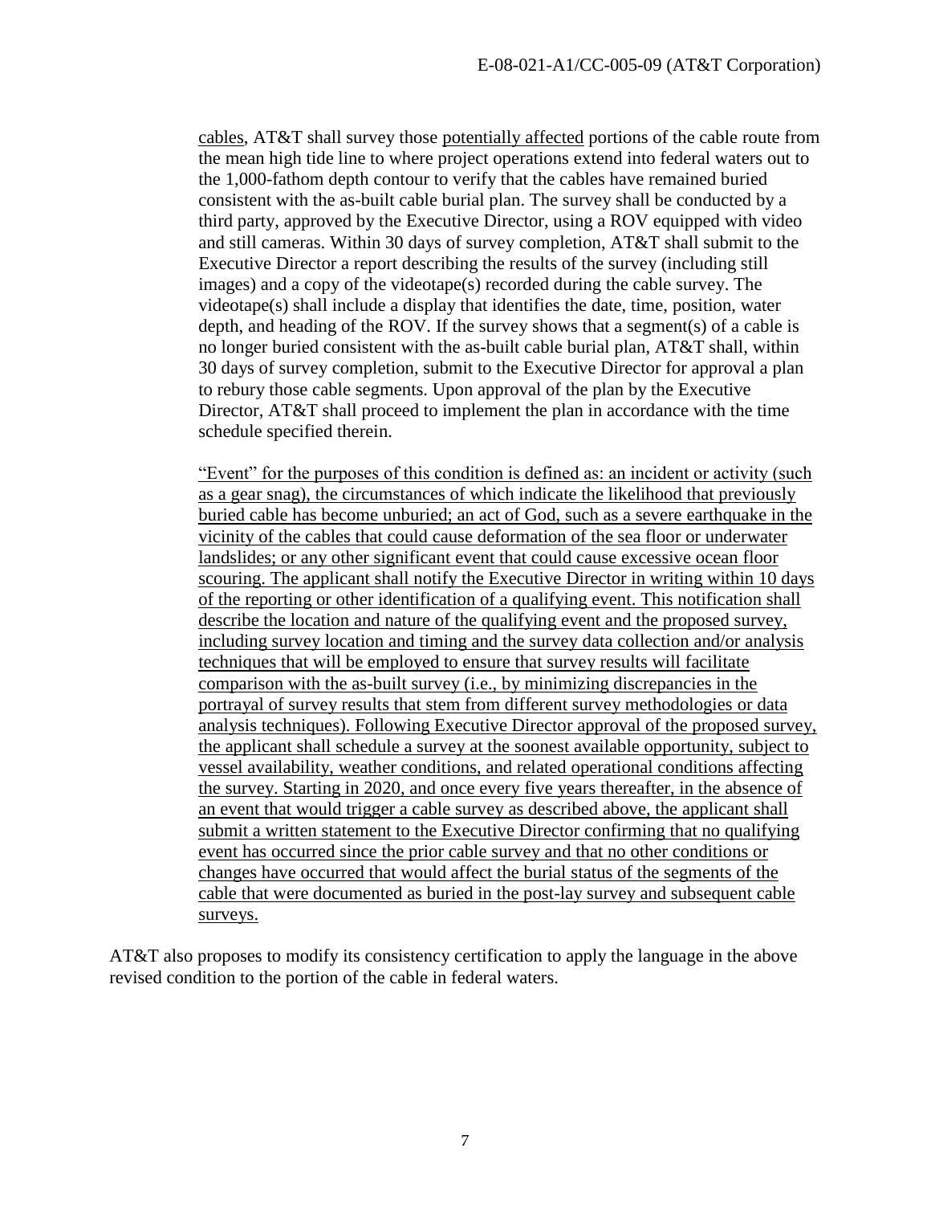cables, AT&T shall survey those potentially affected portions of the cable route from the mean high tide line to where project operations extend into federal waters out to the 1,000-fathom depth contour to verify that the cables have remained buried consistent with the as-built cable burial plan. The survey shall be conducted by a third party, approved by the Executive Director, using a ROV equipped with video and still cameras. Within 30 days of survey completion, AT&T shall submit to the Executive Director a report describing the results of the survey (including still images) and a copy of the videotape(s) recorded during the cable survey. The videotape(s) shall include a display that identifies the date, time, position, water depth, and heading of the ROV. If the survey shows that a segment(s) of a cable is no longer buried consistent with the as-built cable burial plan, AT&T shall, within 30 days of survey completion, submit to the Executive Director for approval a plan to rebury those cable segments. Upon approval of the plan by the Executive Director, AT&T shall proceed to implement the plan in accordance with the time schedule specified therein.

"Event" for the purposes of this condition is defined as: an incident or activity (such as a gear snag), the circumstances of which indicate the likelihood that previously buried cable has become unburied; an act of God, such as a severe earthquake in the vicinity of the cables that could cause deformation of the sea floor or underwater landslides; or any other significant event that could cause excessive ocean floor scouring. The applicant shall notify the Executive Director in writing within 10 days of the reporting or other identification of a qualifying event. This notification shall describe the location and nature of the qualifying event and the proposed survey, including survey location and timing and the survey data collection and/or analysis techniques that will be employed to ensure that survey results will facilitate comparison with the as-built survey (i.e., by minimizing discrepancies in the portrayal of survey results that stem from different survey methodologies or data analysis techniques). Following Executive Director approval of the proposed survey, the applicant shall schedule a survey at the soonest available opportunity, subject to vessel availability, weather conditions, and related operational conditions affecting the survey. Starting in 2020, and once every five years thereafter, in the absence of an event that would trigger a cable survey as described above, the applicant shall submit a written statement to the Executive Director confirming that no qualifying event has occurred since the prior cable survey and that no other conditions or changes have occurred that would affect the burial status of the segments of the cable that were documented as buried in the post-lay survey and subsequent cable surveys.

AT&T also proposes to modify its consistency certification to apply the language in the above revised condition to the portion of the cable in federal waters.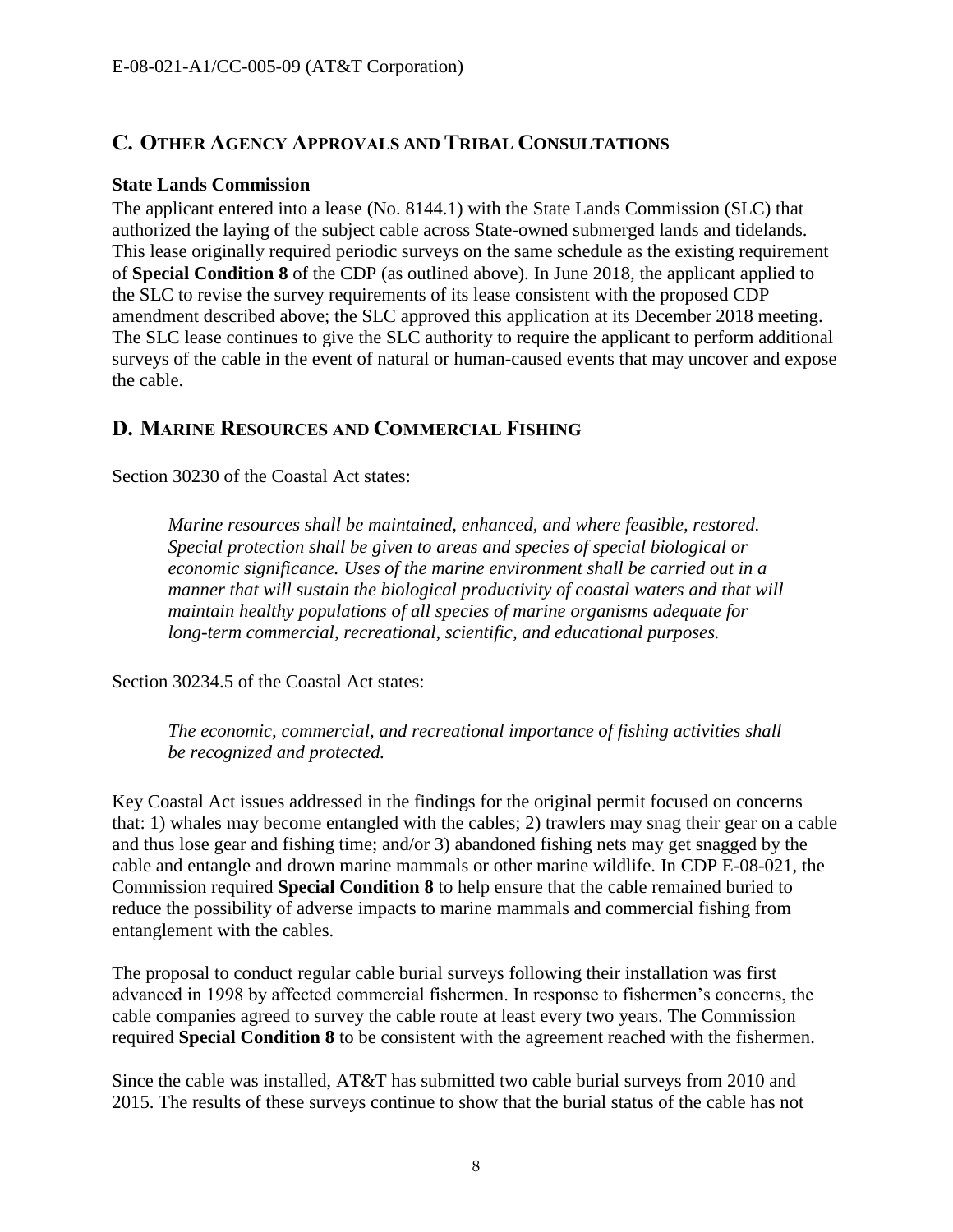## C. Other Agency Approvals and Tribal Consultations

**State Lands Commission**

The applicant entered into a lease (No. 8144.1) with the State Lands Commission (SLC) that authorized the laying of the subject cable across State-owned submerged lands and tidelands. This lease originally required periodic surveys on the same schedule as the existing requirement of **Special Condition 8** of the CDP (as outlined above). In June 2018, the applicant applied to the SLC to revise the survey requirements of its lease consistent with the proposed CDP amendment described above; the SLC approved this application at its December 2018 meeting. The SLC lease continues to give the SLC authority to require the applicant to perform additional surveys of the cable in the event of natural or human-caused events that may uncover and expose the cable.

## D. Marine Resources and Commercial Fishing

Section 30230 of the Coastal Act states:

> *Marine resources shall be maintained, enhanced, and where feasible, restored. Special protection shall be given to areas and species of special biological or economic significance. Uses of the marine environment shall be carried out in a manner that will sustain the biological productivity of coastal waters and that will maintain healthy populations of all species of marine organisms adequate for long-term commercial, recreational, scientific, and educational purposes.*

Section 30234.5 of the Coastal Act states:

> *The economic, commercial, and recreational importance of fishing activities shall be recognized and protected.*

Key Coastal Act issues addressed in the findings for the original permit focused on concerns that: 1) whales may become entangled with the cables; 2) trawlers may snag their gear on a cable and thus lose gear and fishing time; and/or 3) abandoned fishing nets may get snagged by the cable and entangle and drown marine mammals or other marine wildlife. In CDP E-08-021, the Commission required **Special Condition 8** to help ensure that the cable remained buried to reduce the possibility of adverse impacts to marine mammals and commercial fishing from entanglement with the cables.

The proposal to conduct regular cable burial surveys following their installation was first advanced in 1998 by affected commercial fishermen. In response to fishermen's concerns, the cable companies agreed to survey the cable route at least every two years. The Commission required **Special Condition 8** to be consistent with the agreement reached with the fishermen.

Since the cable was installed, AT&T has submitted two cable burial surveys from 2010 and 2015. The results of these surveys continue to show that the burial status of the cable has not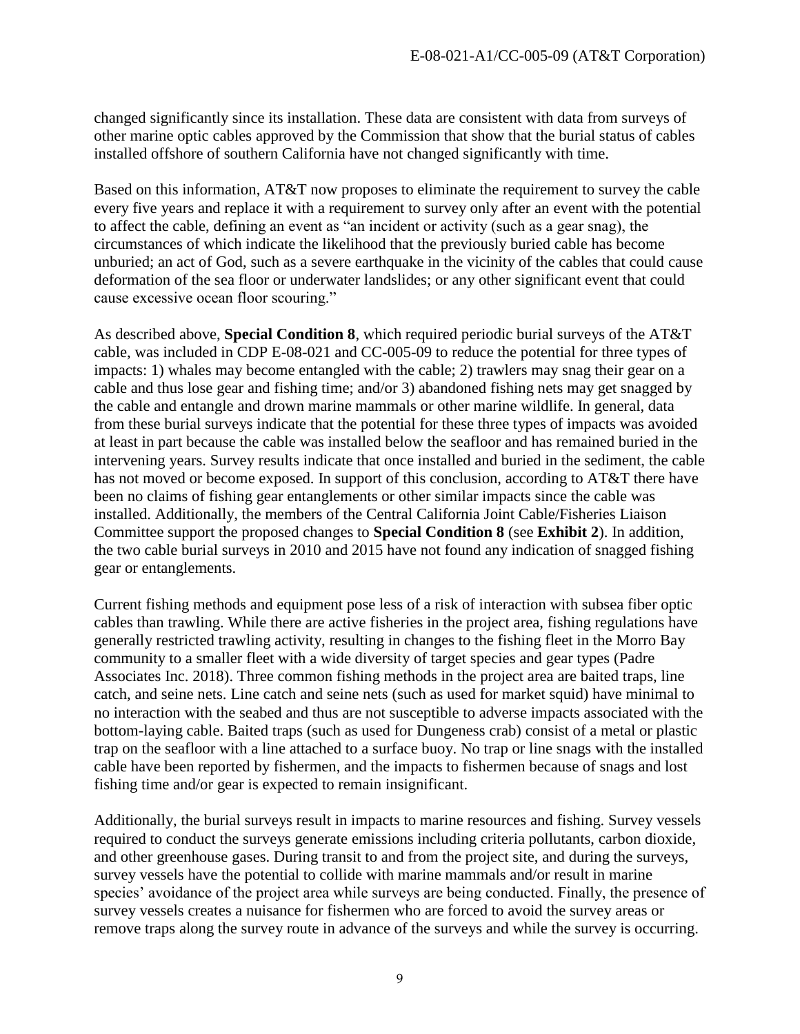changed significantly since its installation. These data are consistent with data from surveys of other marine optic cables approved by the Commission that show that the burial status of cables installed offshore of southern California have not changed significantly with time.

Based on this information, AT&T now proposes to eliminate the requirement to survey the cable every five years and replace it with a requirement to survey only after an event with the potential to affect the cable, defining an event as "an incident or activity (such as a gear snag), the circumstances of which indicate the likelihood that the previously buried cable has become unburied; an act of God, such as a severe earthquake in the vicinity of the cables that could cause deformation of the sea floor or underwater landslides; or any other significant event that could cause excessive ocean floor scouring."

As described above, **Special Condition 8**, which required periodic burial surveys of the AT&T cable, was included in CDP E-08-021 and CC-005-09 to reduce the potential for three types of impacts: 1) whales may become entangled with the cable; 2) trawlers may snag their gear on a cable and thus lose gear and fishing time; and/or 3) abandoned fishing nets may get snagged by the cable and entangle and drown marine mammals or other marine wildlife. In general, data from these burial surveys indicate that the potential for these three types of impacts was avoided at least in part because the cable was installed below the seafloor and has remained buried in the intervening years. Survey results indicate that once installed and buried in the sediment, the cable has not moved or become exposed. In support of this conclusion, according to AT&T there have been no claims of fishing gear entanglements or other similar impacts since the cable was installed. Additionally, the members of the Central California Joint Cable/Fisheries Liaison Committee support the proposed changes to **Special Condition 8** (see **Exhibit 2**). In addition, the two cable burial surveys in 2010 and 2015 have not found any indication of snagged fishing gear or entanglements.

Current fishing methods and equipment pose less of a risk of interaction with subsea fiber optic cables than trawling. While there are active fisheries in the project area, fishing regulations have generally restricted trawling activity, resulting in changes to the fishing fleet in the Morro Bay community to a smaller fleet with a wide diversity of target species and gear types (Padre Associates Inc. 2018). Three common fishing methods in the project area are baited traps, line catch, and seine nets. Line catch and seine nets (such as used for market squid) have minimal to no interaction with the seabed and thus are not susceptible to adverse impacts associated with the bottom-laying cable. Baited traps (such as used for Dungeness crab) consist of a metal or plastic trap on the seafloor with a line attached to a surface buoy. No trap or line snags with the installed cable have been reported by fishermen, and the impacts to fishermen because of snags and lost fishing time and/or gear is expected to remain insignificant.

Additionally, the burial surveys result in impacts to marine resources and fishing. Survey vessels required to conduct the surveys generate emissions including criteria pollutants, carbon dioxide, and other greenhouse gases. During transit to and from the project site, and during the surveys, survey vessels have the potential to collide with marine mammals and/or result in marine species' avoidance of the project area while surveys are being conducted. Finally, the presence of survey vessels creates a nuisance for fishermen who are forced to avoid the survey areas or remove traps along the survey route in advance of the surveys and while the survey is occurring.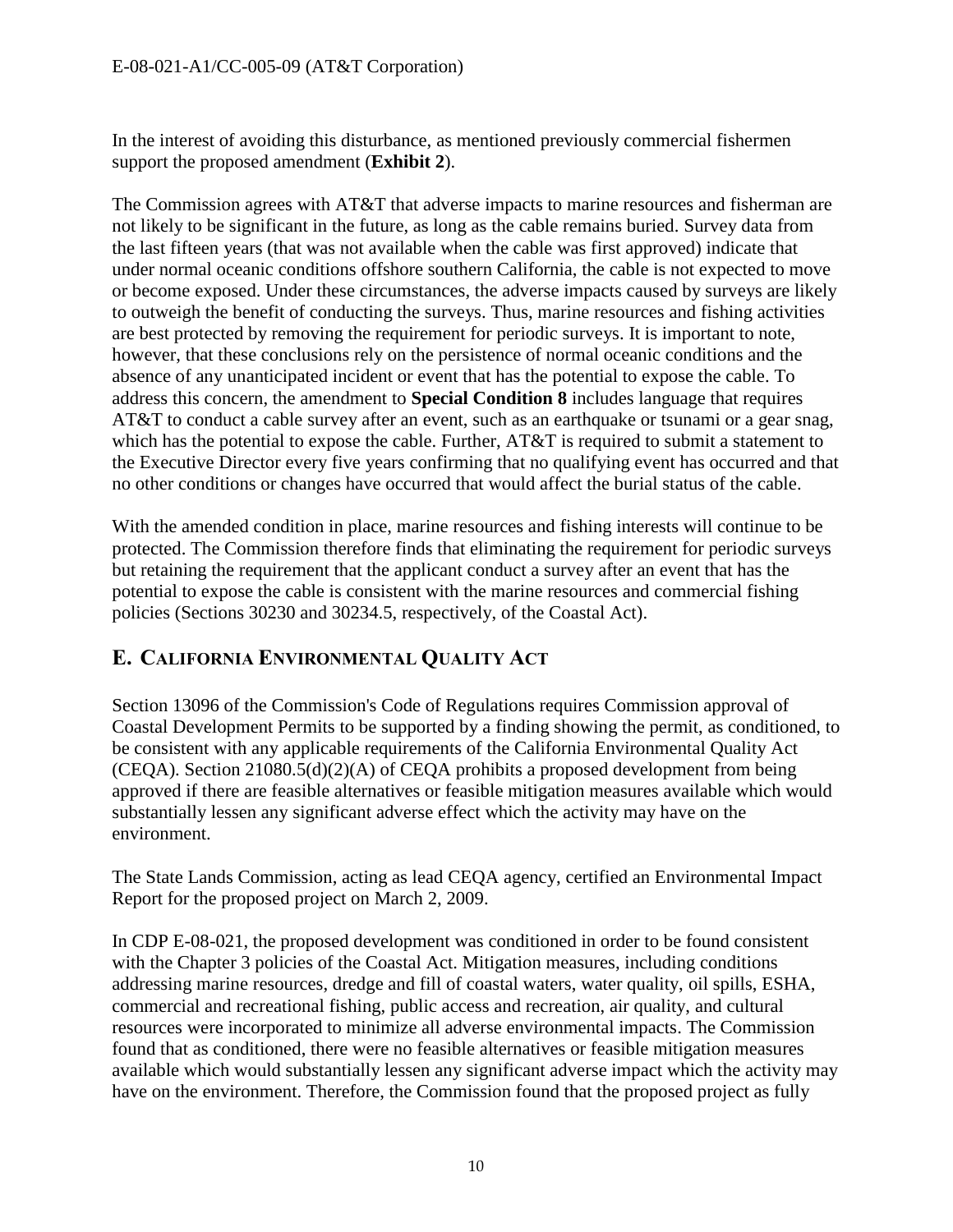In the interest of avoiding this disturbance, as mentioned previously commercial fishermen support the proposed amendment (**Exhibit 2**).

The Commission agrees with AT&T that adverse impacts to marine resources and fisherman are not likely to be significant in the future, as long as the cable remains buried. Survey data from the last fifteen years (that was not available when the cable was first approved) indicate that under normal oceanic conditions offshore southern California, the cable is not expected to move or become exposed. Under these circumstances, the adverse impacts caused by surveys are likely to outweigh the benefit of conducting the surveys. Thus, marine resources and fishing activities are best protected by removing the requirement for periodic surveys. It is important to note, however, that these conclusions rely on the persistence of normal oceanic conditions and the absence of any unanticipated incident or event that has the potential to expose the cable. To address this concern, the amendment to **Special Condition 8** includes language that requires AT&T to conduct a cable survey after an event, such as an earthquake or tsunami or a gear snag, which has the potential to expose the cable. Further, AT&T is required to submit a statement to the Executive Director every five years confirming that no qualifying event has occurred and that no other conditions or changes have occurred that would affect the burial status of the cable.

With the amended condition in place, marine resources and fishing interests will continue to be protected. The Commission therefore finds that eliminating the requirement for periodic surveys but retaining the requirement that the applicant conduct a survey after an event that has the potential to expose the cable is consistent with the marine resources and commercial fishing policies (Sections 30230 and 30234.5, respectively, of the Coastal Act).

## E. California Environmental Quality Act

Section 13096 of the Commission's Code of Regulations requires Commission approval of Coastal Development Permits to be supported by a finding showing the permit, as conditioned, to be consistent with any applicable requirements of the California Environmental Quality Act (CEQA). Section 21080.5(d)(2)(A) of CEQA prohibits a proposed development from being approved if there are feasible alternatives or feasible mitigation measures available which would substantially lessen any significant adverse effect which the activity may have on the environment.

The State Lands Commission, acting as lead CEQA agency, certified an Environmental Impact Report for the proposed project on March 2, 2009.

In CDP E-08-021, the proposed development was conditioned in order to be found consistent with the Chapter 3 policies of the Coastal Act. Mitigation measures, including conditions addressing marine resources, dredge and fill of coastal waters, water quality, oil spills, ESHA, commercial and recreational fishing, public access and recreation, air quality, and cultural resources were incorporated to minimize all adverse environmental impacts. The Commission found that as conditioned, there were no feasible alternatives or feasible mitigation measures available which would substantially lessen any significant adverse impact which the activity may have on the environment. Therefore, the Commission found that the proposed project as fully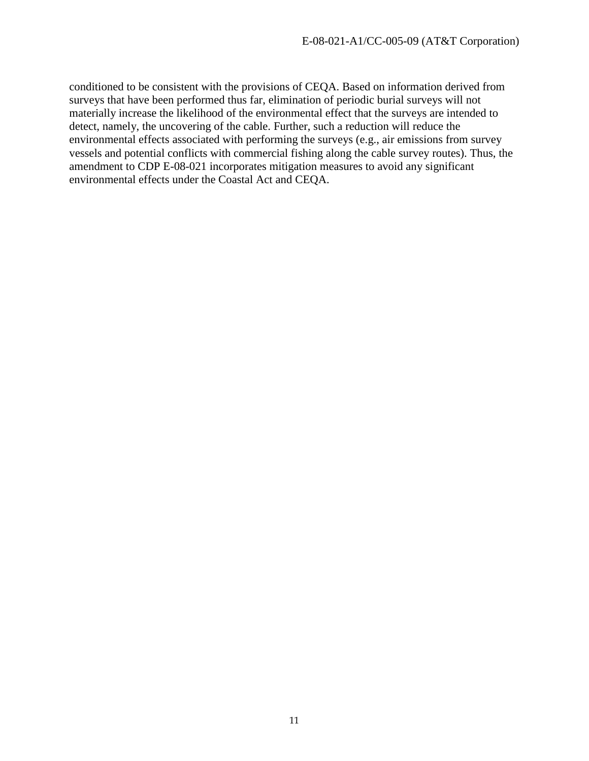conditioned to be consistent with the provisions of CEQA. Based on information derived from surveys that have been performed thus far, elimination of periodic burial surveys will not materially increase the likelihood of the environmental effect that the surveys are intended to detect, namely, the uncovering of the cable. Further, such a reduction will reduce the environmental effects associated with performing the surveys (e.g., air emissions from survey vessels and potential conflicts with commercial fishing along the cable survey routes). Thus, the amendment to CDP E-08-021 incorporates mitigation measures to avoid any significant environmental effects under the Coastal Act and CEQA.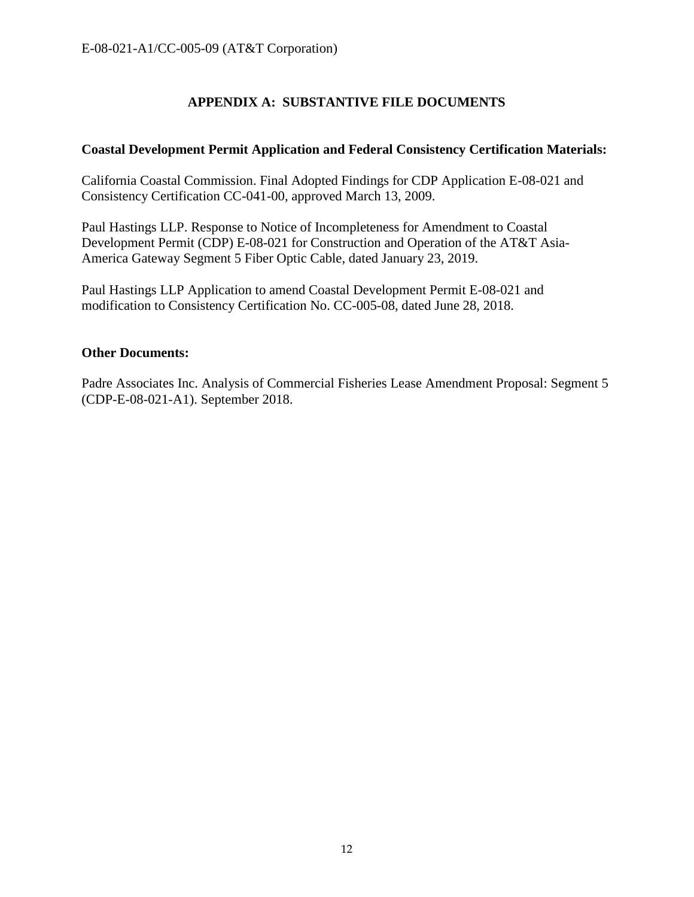## APPENDIX A: SUBSTANTIVE FILE DOCUMENTS

**Coastal Development Permit Application and Federal Consistency Certification Materials:**

California Coastal Commission. Final Adopted Findings for CDP Application E-08-021 and Consistency Certification CC-041-00, approved March 13, 2009.

Paul Hastings LLP. Response to Notice of Incompleteness for Amendment to Coastal Development Permit (CDP) E-08-021 for Construction and Operation of the AT&T Asia-America Gateway Segment 5 Fiber Optic Cable, dated January 23, 2019.

Paul Hastings LLP Application to amend Coastal Development Permit E-08-021 and modification to Consistency Certification No. CC-005-08, dated June 28, 2018.

**Other Documents:**

Padre Associates Inc. Analysis of Commercial Fisheries Lease Amendment Proposal: Segment 5 (CDP-E-08-021-A1). September 2018.